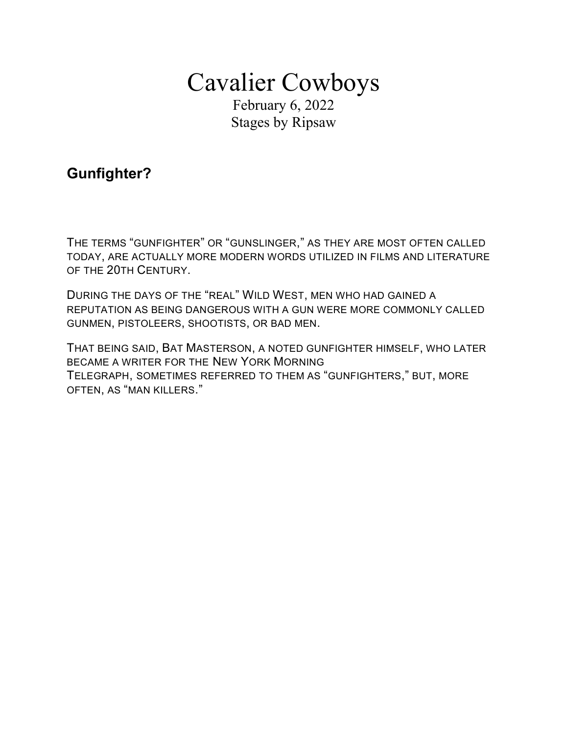# Cavalier Cowboys

February 6, 2022

Stages by Ripsaw

## Gunfighter?

THE TERMS "GUNFIGHTER" OR "GUNSLINGER," AS THEY ARE MOST OFTEN CALLED TODAY, ARE ACTUALLY MORE MODERN WORDS UTILIZED IN FILMS AND LITERATURE OF THE 20TH CENTURY.

DURING THE DAYS OF THE "REAL" WILD WEST, MEN WHO HAD GAINED A REPUTATION AS BEING DANGEROUS WITH A GUN WERE MORE COMMONLY CALLED GUNMEN, PISTOLEERS, SHOOTISTS, OR BAD MEN.

THAT BEING SAID, BAT MASTERSON, A NOTED GUNFIGHTER HIMSELF, WHO LATER BECAME A WRITER FOR THE NEW YORK MORNING TELEGRAPH, SOMETIMES REFERRED TO THEM AS "GUNFIGHTERS," BUT, MORE OFTEN, AS "MAN KILLERS."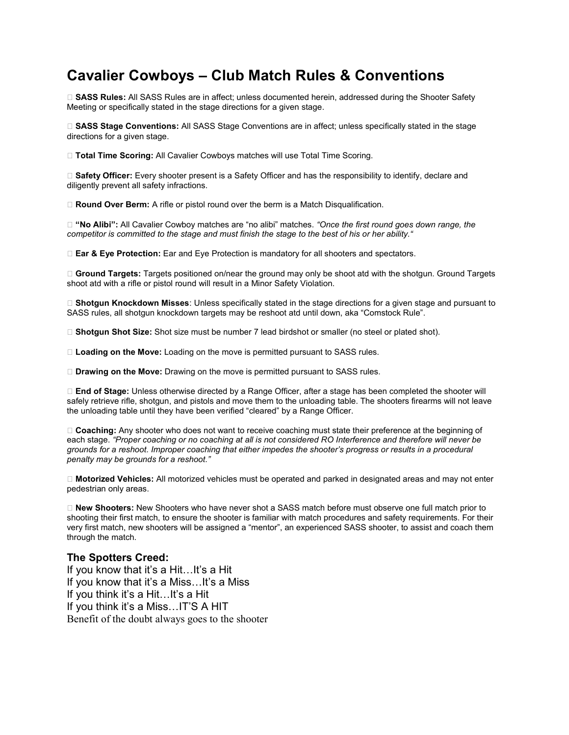# Cavalier Cowboys – Club Match Rules & Conventions

- **SASS Rules:** All SASS Rules are in affect; unless documented herein, addressed during the Shooter Safety Meeting or specifically stated in the stage directions for a given stage.

- **SASS Stage Conventions:** All SASS Stage Conventions are in affect; unless specifically stated in the stage directions for a given stage.

- **Total Time Scoring:** All Cavalier Cowboys matches will use Total Time Scoring.

- **Safety Officer:** Every shooter present is a Safety Officer and has the responsibility to identify, declare and diligently prevent all safety infractions.

- **Round Over Berm:** A rifle or pistol round over the berm is a Match Disqualification.

- **"No Alibi":** All Cavalier Cowboy matches are "no alibi" matches. *"Once the first round goes down range, the competitor is committed to the stage and must finish the stage to the best of his or her ability."*

- **Ear & Eye Protection:** Ear and Eye Protection is mandatory for all shooters and spectators.

- **Ground Targets:** Targets positioned on/near the ground may only be shoot atd with the shotgun. Ground Targets shoot atd with a rifle or pistol round will result in a Minor Safety Violation.

- **Shotgun Knockdown Misses**: Unless specifically stated in the stage directions for a given stage and pursuant to SASS rules, all shotgun knockdown targets may be reshoot atd until down, aka "Comstock Rule".

- **Shotgun Shot Size:** Shot size must be number 7 lead birdshot or smaller (no steel or plated shot).

- **Loading on the Move:** Loading on the move is permitted pursuant to SASS rules.

- **Drawing on the Move:** Drawing on the move is permitted pursuant to SASS rules.

- **End of Stage:** Unless otherwise directed by a Range Officer, after a stage has been completed the shooter will safely retrieve rifle, shotgun, and pistols and move them to the unloading table. The shooters firearms will not leave the unloading table until they have been verified "cleared" by a Range Officer.

- **Coaching:** Any shooter who does not want to receive coaching must state their preference at the beginning of each stage. *"Proper coaching or no coaching at all is not considered RO Interference and therefore will never be grounds for a reshoot. Improper coaching that either impedes the shooter's progress or results in a procedural penalty may be grounds for a reshoot."*

- **Motorized Vehicles:** All motorized vehicles must be operated and parked in designated areas and may not enter pedestrian only areas.

- **New Shooters:** New Shooters who have never shot a SASS match before must observe one full match prior to shooting their first match, to ensure the shooter is familiar with match procedures and safety requirements. For their very first match, new shooters will be assigned a "mentor", an experienced SASS shooter, to assist and coach them through the match.

### The Spotters Creed:

If you know that it's a Hit…It's a Hit
If you know that it's a Miss…It's a Miss
If you think it's a Hit…It's a Hit
If you think it's a Miss…IT'S A HIT
Benefit of the doubt always goes to the shooter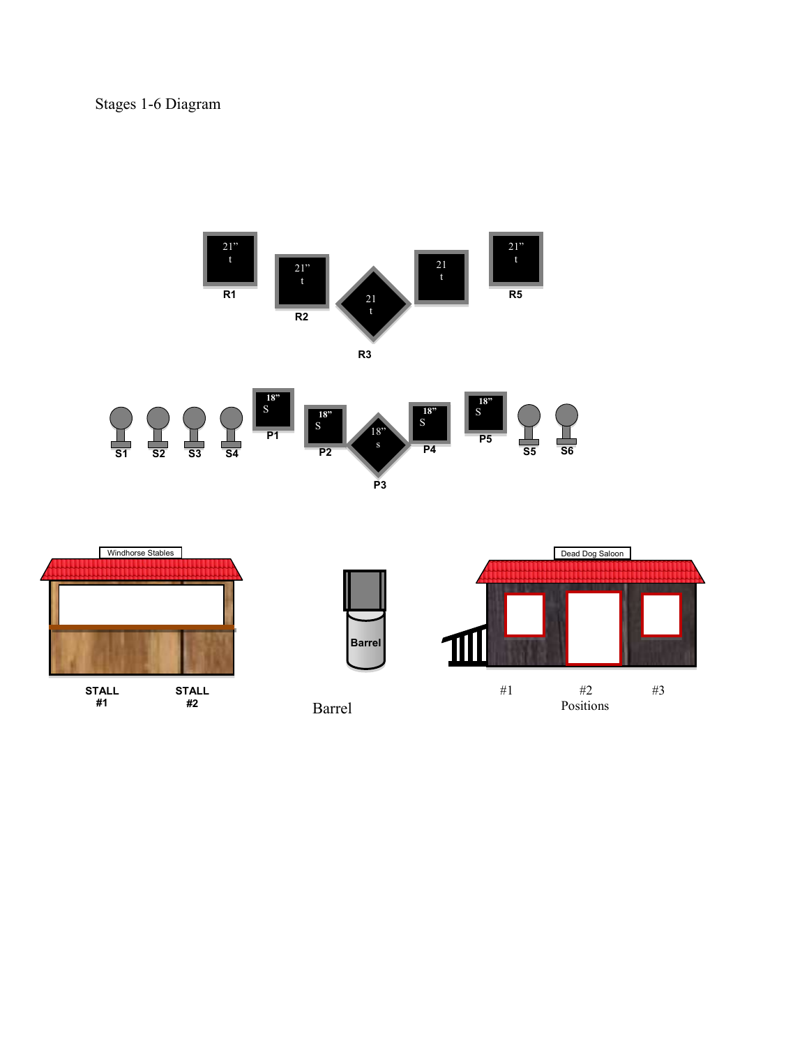Stages 1-6 Diagram

21" t

R1

21" t

R2

21 t

R3

21 t

21" t

R5

S1 S2 S3 S4

18" S

P1

18" S

P2

18" s

P3

18" S

P4

18" S

P5

S5 S6

Windhorse Stables

STALL #1

STALL #2

Barrel

Barrel

Dead Dog Saloon

#1 #2 #3

Positions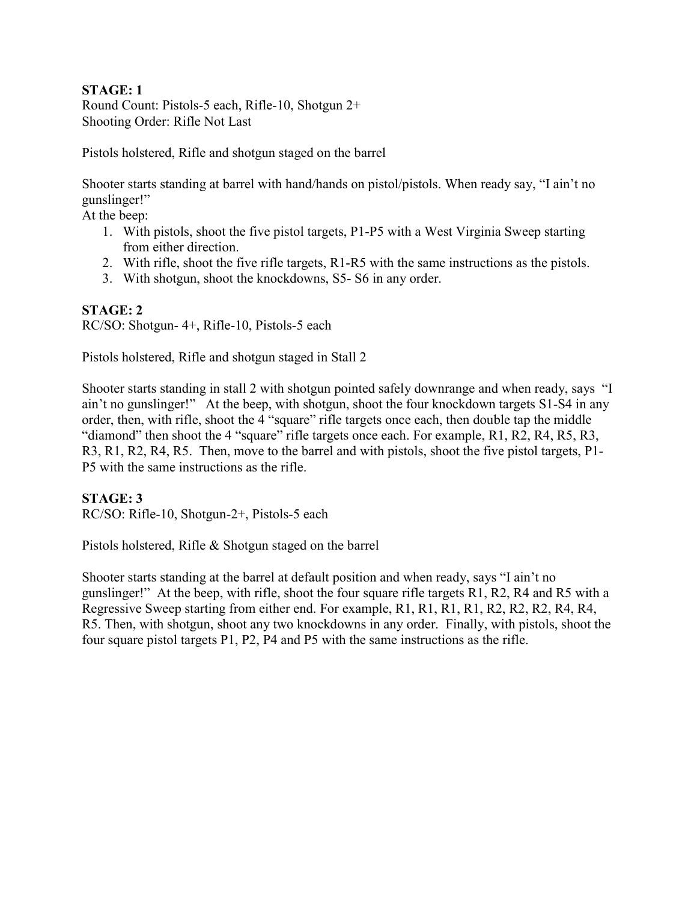**STAGE: 1**

Round Count: Pistols-5 each, Rifle-10, Shotgun 2+
Shooting Order: Rifle Not Last

Pistols holstered, Rifle and shotgun staged on the barrel

Shooter starts standing at barrel with hand/hands on pistol/pistols. When ready say, "I ain't no gunslinger!"
At the beep:

1. With pistols, shoot the five pistol targets, P1-P5 with a West Virginia Sweep starting from either direction.
2. With rifle, shoot the five rifle targets, R1-R5 with the same instructions as the pistols.
3. With shotgun, shoot the knockdowns, S5- S6 in any order.

**STAGE: 2**

RC/SO: Shotgun- 4+, Rifle-10, Pistols-5 each

Pistols holstered, Rifle and shotgun staged in Stall 2

Shooter starts standing in stall 2 with shotgun pointed safely downrange and when ready, says "I ain't no gunslinger!" At the beep, with shotgun, shoot the four knockdown targets S1-S4 in any order, then, with rifle, shoot the 4 "square" rifle targets once each, then double tap the middle "diamond" then shoot the 4 "square" rifle targets once each. For example, R1, R2, R4, R5, R3, R3, R1, R2, R4, R5. Then, move to the barrel and with pistols, shoot the five pistol targets, P1-P5 with the same instructions as the rifle.

**STAGE: 3**

RC/SO: Rifle-10, Shotgun-2+, Pistols-5 each

Pistols holstered, Rifle & Shotgun staged on the barrel

Shooter starts standing at the barrel at default position and when ready, says "I ain't no gunslinger!" At the beep, with rifle, shoot the four square rifle targets R1, R2, R4 and R5 with a Regressive Sweep starting from either end. For example, R1, R1, R1, R1, R2, R2, R2, R4, R4, R5. Then, with shotgun, shoot any two knockdowns in any order. Finally, with pistols, shoot the four square pistol targets P1, P2, P4 and P5 with the same instructions as the rifle.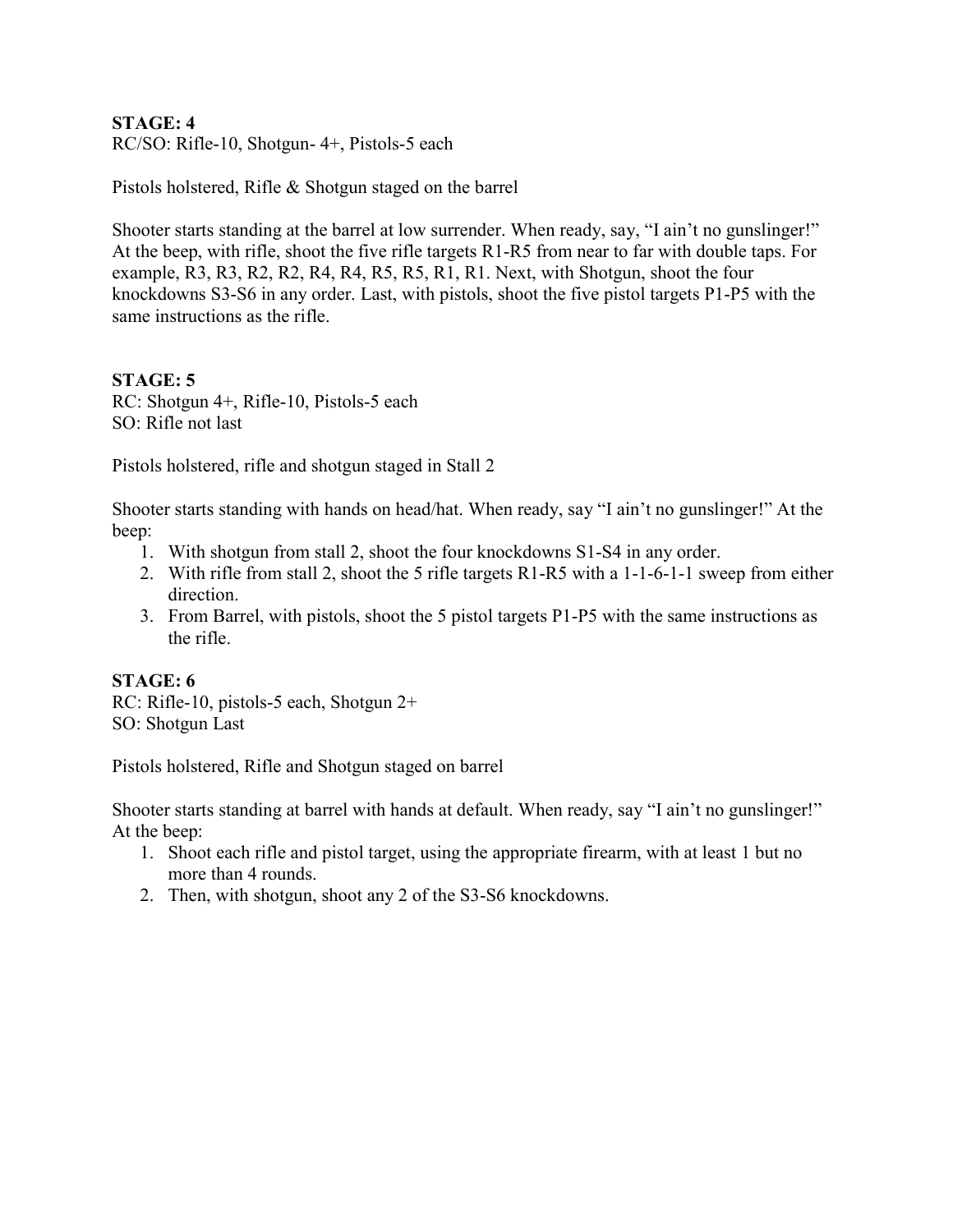**STAGE: 4**
RC/SO: Rifle-10, Shotgun- 4+, Pistols-5 each

Pistols holstered, Rifle & Shotgun staged on the barrel

Shooter starts standing at the barrel at low surrender. When ready, say, "I ain't no gunslinger!" At the beep, with rifle, shoot the five rifle targets R1-R5 from near to far with double taps. For example, R3, R3, R2, R2, R4, R4, R5, R5, R1, R1. Next, with Shotgun, shoot the four knockdowns S3-S6 in any order. Last, with pistols, shoot the five pistol targets P1-P5 with the same instructions as the rifle.

**STAGE: 5**
RC: Shotgun 4+, Rifle-10, Pistols-5 each
SO: Rifle not last

Pistols holstered, rifle and shotgun staged in Stall 2

Shooter starts standing with hands on head/hat. When ready, say "I ain't no gunslinger!" At the beep:

1. With shotgun from stall 2, shoot the four knockdowns S1-S4 in any order.
2. With rifle from stall 2, shoot the 5 rifle targets R1-R5 with a 1-1-6-1-1 sweep from either direction.
3. From Barrel, with pistols, shoot the 5 pistol targets P1-P5 with the same instructions as the rifle.

**STAGE: 6**
RC: Rifle-10, pistols-5 each, Shotgun 2+
SO: Shotgun Last

Pistols holstered, Rifle and Shotgun staged on barrel

Shooter starts standing at barrel with hands at default. When ready, say "I ain't no gunslinger!" At the beep:

1. Shoot each rifle and pistol target, using the appropriate firearm, with at least 1 but no more than 4 rounds.
2. Then, with shotgun, shoot any 2 of the S3-S6 knockdowns.